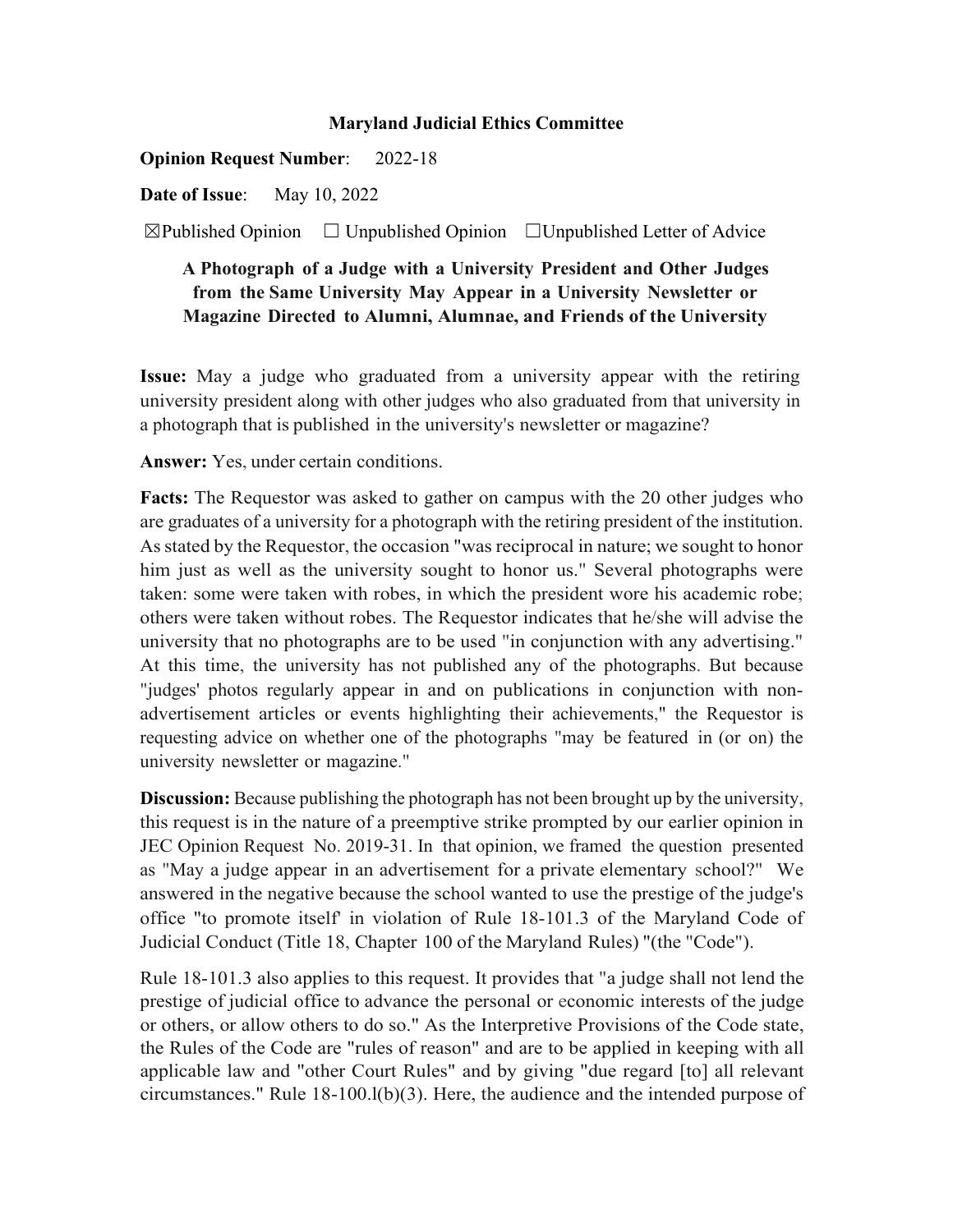**Maryland Judicial Ethics Committee**

**Opinion Request Number**: 2022-18

**Date of Issue**: May 10, 2022

☒Published Opinion ☐ Unpublished Opinion ☐Unpublished Letter of Advice

**A Photograph of a Judge with a University President and Other Judges from the Same University May Appear in a University Newsletter or Magazine Directed to Alumni, Alumnae, and Friends of the University**

**Issue:** May a judge who graduated from a university appear with the retiring university president along with other judges who also graduated from that university in a photograph that is published in the university's newsletter or magazine?

**Answer:** Yes, under certain conditions.

**Facts:** The Requestor was asked to gather on campus with the 20 other judges who are graduates of a university for a photograph with the retiring president of the institution. As stated by the Requestor, the occasion "was reciprocal in nature; we sought to honor him just as well as the university sought to honor us." Several photographs were taken: some were taken with robes, in which the president wore his academic robe; others were taken without robes. The Requestor indicates that he/she will advise the university that no photographs are to be used "in conjunction with any advertising." At this time, the university has not published any of the photographs. But because "judges' photos regularly appear in and on publications in conjunction with non-advertisement articles or events highlighting their achievements," the Requestor is requesting advice on whether one of the photographs "may be featured in (or on) the university newsletter or magazine."

**Discussion:** Because publishing the photograph has not been brought up by the university, this request is in the nature of a preemptive strike prompted by our earlier opinion in JEC Opinion Request No. 2019-31. In that opinion, we framed the question presented as "May a judge appear in an advertisement for a private elementary school?" We answered in the negative because the school wanted to use the prestige of the judge's office "to promote itself' in violation of Rule 18-101.3 of the Maryland Code of Judicial Conduct (Title 18, Chapter 100 of the Maryland Rules) "(the "Code").

Rule 18-101.3 also applies to this request. It provides that "a judge shall not lend the prestige of judicial office to advance the personal or economic interests of the judge or others, or allow others to do so." As the Interpretive Provisions of the Code state, the Rules of the Code are "rules of reason" and are to be applied in keeping with all applicable law and "other Court Rules" and by giving "due regard [to] all relevant circumstances." Rule 18-100.l(b)(3). Here, the audience and the intended purpose of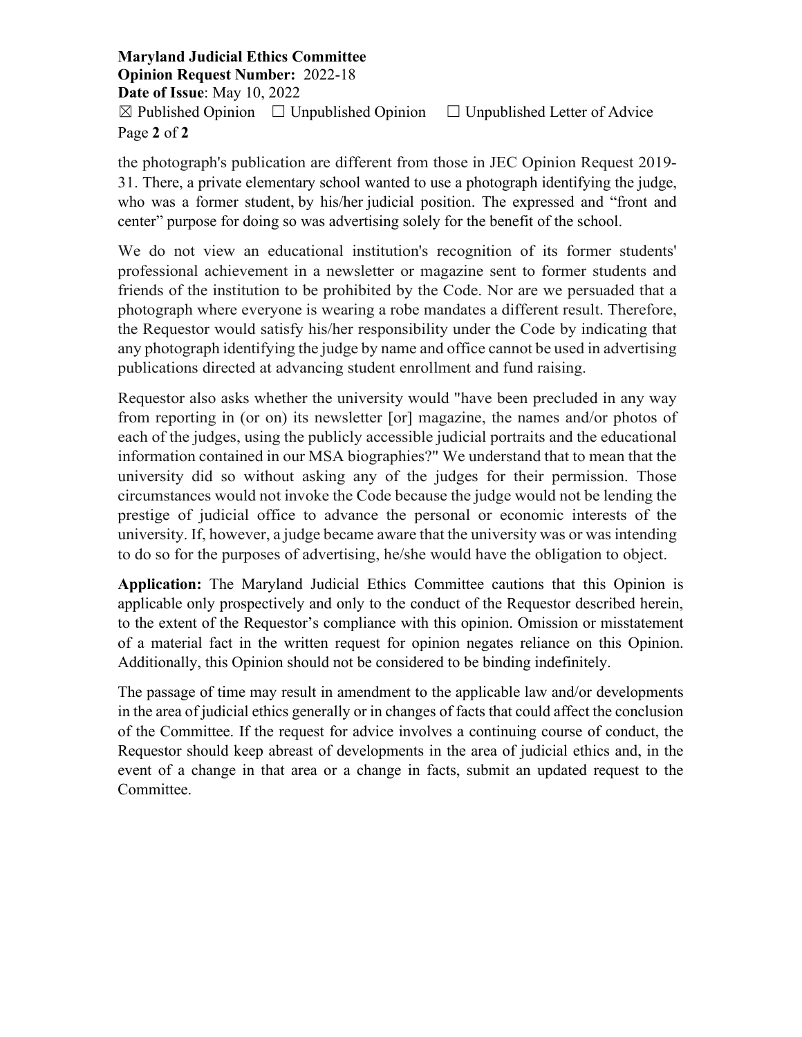the photograph's publication are different from those in JEC Opinion Request 2019-31. There, a private elementary school wanted to use a photograph identifying the judge, who was a former student, by his/her judicial position. The expressed and "front and center" purpose for doing so was advertising solely for the benefit of the school.

We do not view an educational institution's recognition of its former students' professional achievement in a newsletter or magazine sent to former students and friends of the institution to be prohibited by the Code. Nor are we persuaded that a photograph where everyone is wearing a robe mandates a different result. Therefore, the Requestor would satisfy his/her responsibility under the Code by indicating that any photograph identifying the judge by name and office cannot be used in advertising publications directed at advancing student enrollment and fund raising.

Requestor also asks whether the university would "have been precluded in any way from reporting in (or on) its newsletter [or] magazine, the names and/or photos of each of the judges, using the publicly accessible judicial portraits and the educational information contained in our MSA biographies?" We understand that to mean that the university did so without asking any of the judges for their permission. Those circumstances would not invoke the Code because the judge would not be lending the prestige of judicial office to advance the personal or economic interests of the university. If, however, a judge became aware that the university was or was intending to do so for the purposes of advertising, he/she would have the obligation to object.

**Application:** The Maryland Judicial Ethics Committee cautions that this Opinion is applicable only prospectively and only to the conduct of the Requestor described herein, to the extent of the Requestor's compliance with this opinion. Omission or misstatement of a material fact in the written request for opinion negates reliance on this Opinion. Additionally, this Opinion should not be considered to be binding indefinitely.

The passage of time may result in amendment to the applicable law and/or developments in the area of judicial ethics generally or in changes of facts that could affect the conclusion of the Committee. If the request for advice involves a continuing course of conduct, the Requestor should keep abreast of developments in the area of judicial ethics and, in the event of a change in that area or a change in facts, submit an updated request to the Committee.